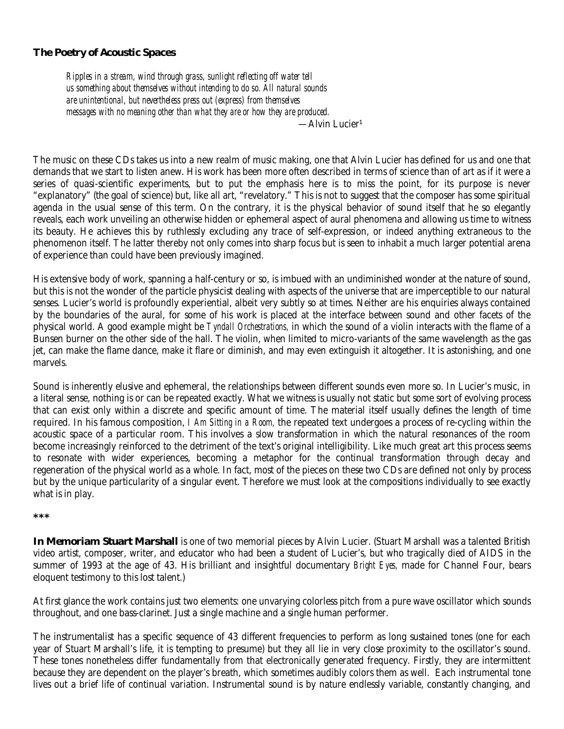### The Poetry of Acoustic Spaces

> *Ripples in a stream, wind through grass, sunlight reflecting off water tell us something about themselves without intending to do so. All natural sounds are unintentional, but nevertheless press out (express) from themselves messages with no meaning other than what they are or how they are produced.*
>
> —Alvin Lucier[1]

The music on these CDs takes us into a new realm of music making, one that Alvin Lucier has defined for us and one that demands that we start to listen anew. His work has been more often described in terms of science than of art as if it were a series of quasi-scientific experiments, but to put the emphasis here is to miss the point, for its purpose is never "explanatory" (the goal of science) but, like all art, "revelatory." This is not to suggest that the composer has some spiritual agenda in the usual sense of this term. On the contrary, it is the physical behavior of sound itself that he so elegantly reveals, each work unveiling an otherwise hidden or ephemeral aspect of aural phenomena and allowing us time to witness its beauty. He achieves this by ruthlessly excluding any trace of self-expression, or indeed anything extraneous to the phenomenon itself. The latter thereby not only comes into sharp focus but is seen to inhabit a much larger potential arena of experience than could have been previously imagined.

His extensive body of work, spanning a half-century or so, is imbued with an undiminished wonder at the nature of sound, but this is not the wonder of the particle physicist dealing with aspects of the universe that are imperceptible to our natural senses. Lucier's world is profoundly experiential, albeit very subtly so at times. Neither are his enquiries always contained by the boundaries of the aural, for some of his work is placed at the interface between sound and other facets of the physical world. A good example might be *Tyndall Orchestrations,* in which the sound of a violin interacts with the flame of a Bunsen burner on the other side of the hall. The violin, when limited to micro-variants of the same wavelength as the gas jet, can make the flame dance, make it flare or diminish, and may even extinguish it altogether. It is astonishing, and one marvels.

Sound is inherently elusive and ephemeral, the relationships between different sounds even more so. In Lucier's music, in a literal sense, nothing is or can be repeated exactly. What we witness is usually not static but some sort of evolving process that can exist only within a discrete and specific amount of time. The material itself usually defines the length of time required. In his famous composition, *I Am Sitting in a Room,* the repeated text undergoes a process of re-cycling within the acoustic space of a particular room. This involves a slow transformation in which the natural resonances of the room become increasingly reinforced to the detriment of the text's original intelligibility. Like much great art this process seems to resonate with wider experiences, becoming a metaphor for the continual transformation through decay and regeneration of the physical world as a whole. In fact, most of the pieces on these two CDs are defined not only by process but by the unique particularity of a singular event. Therefore we must look at the compositions individually to see exactly what is in play.

***

**In Memoriam Stuart Marshall** is one of two memorial pieces by Alvin Lucier. (Stuart Marshall was a talented British video artist, composer, writer, and educator who had been a student of Lucier's, but who tragically died of AIDS in the summer of 1993 at the age of 43. His brilliant and insightful documentary *Bright Eyes,* made for Channel Four, bears eloquent testimony to this lost talent.)

At first glance the work contains just two elements: one unvarying colorless pitch from a pure wave oscillator which sounds throughout, and one bass-clarinet. Just a single machine and a single human performer.

The instrumentalist has a specific sequence of 43 different frequencies to perform as long sustained tones (one for each year of Stuart Marshall's life, it is tempting to presume) but they all lie in very close proximity to the oscillator's sound. These tones nonetheless differ fundamentally from that electronically generated frequency. Firstly, they are intermittent because they are dependent on the player's breath, which sometimes audibly colors them as well. Each instrumental tone lives out a brief life of continual variation. Instrumental sound is by nature endlessly variable, constantly changing, and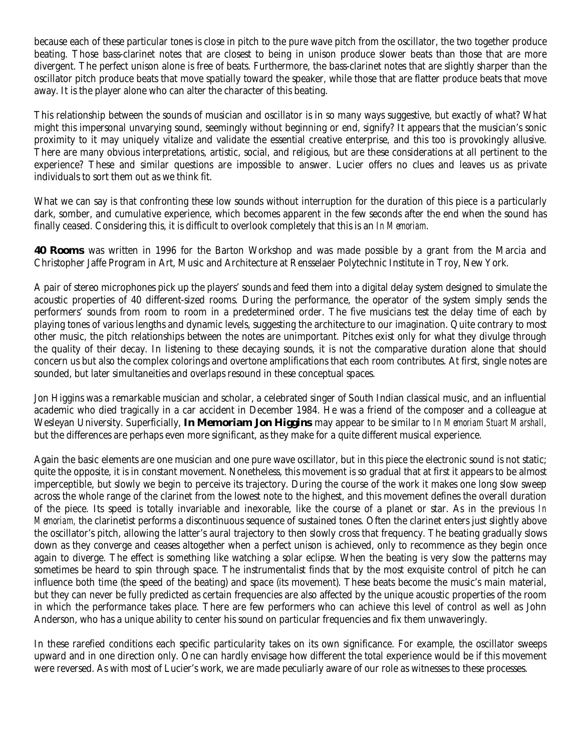because each of these particular tones is close in pitch to the pure wave pitch from the oscillator, the two together produce beating. Those bass-clarinet notes that are closest to being in unison produce slower beats than those that are more divergent. The perfect unison alone is free of beats. Furthermore, the bass-clarinet notes that are slightly sharper than the oscillator pitch produce beats that move spatially toward the speaker, while those that are flatter produce beats that move away. It is the player alone who can alter the character of this beating.

This relationship between the sounds of musician and oscillator is in so many ways suggestive, but exactly of what? What might this impersonal unvarying sound, seemingly without beginning or end, signify? It appears that the musician's sonic proximity to it may uniquely vitalize and validate the essential creative enterprise, and this too is provokingly allusive. There are many obvious interpretations, artistic, social, and religious, but are these considerations at all pertinent to the experience? These and similar questions are impossible to answer. Lucier offers no clues and leaves us as private individuals to sort them out as we think fit.

What we can say is that confronting these low sounds without interruption for the duration of this piece is a particularly dark, somber, and cumulative experience, which becomes apparent in the few seconds after the end when the sound has finally ceased. Considering this, it is difficult to overlook completely that this is an *In Memoriam*.

**40 Rooms** was written in 1996 for the Barton Workshop and was made possible by a grant from the Marcia and Christopher Jaffe Program in Art, Music and Architecture at Rensselaer Polytechnic Institute in Troy, New York.

A pair of stereo microphones pick up the players' sounds and feed them into a digital delay system designed to simulate the acoustic properties of 40 different-sized rooms. During the performance, the operator of the system simply sends the performers' sounds from room to room in a predetermined order. The five musicians test the delay time of each by playing tones of various lengths and dynamic levels, suggesting the architecture to our imagination. Quite contrary to most other music, the pitch relationships between the notes are unimportant. Pitches exist only for what they divulge through the quality of their decay. In listening to these decaying sounds, it is not the comparative duration alone that should concern us but also the complex colorings and overtone amplifications that each room contributes. At first, single notes are sounded, but later simultaneities and overlaps resound in these conceptual spaces.

Jon Higgins was a remarkable musician and scholar, a celebrated singer of South Indian classical music, and an influential academic who died tragically in a car accident in December 1984. He was a friend of the composer and a colleague at Wesleyan University. Superficially, **In Memoriam Jon Higgins** may appear to be similar to *In Memoriam Stuart Marshall*, but the differences are perhaps even more significant, as they make for a quite different musical experience.

Again the basic elements are one musician and one pure wave oscillator, but in this piece the electronic sound is not static; quite the opposite, it is in constant movement. Nonetheless, this movement is so gradual that at first it appears to be almost imperceptible, but slowly we begin to perceive its trajectory. During the course of the work it makes one long slow sweep across the whole range of the clarinet from the lowest note to the highest, and this movement defines the overall duration of the piece. Its speed is totally invariable and inexorable, like the course of a planet or star. As in the previous *In Memoriam*, the clarinetist performs a discontinuous sequence of sustained tones. Often the clarinet enters just slightly above the oscillator's pitch, allowing the latter's aural trajectory to then slowly cross that frequency. The beating gradually slows down as they converge and ceases altogether when a perfect unison is achieved, only to recommence as they begin once again to diverge. The effect is something like watching a solar eclipse. When the beating is very slow the patterns may sometimes be heard to spin through space. The instrumentalist finds that by the most exquisite control of pitch he can influence both time (the speed of the beating) and space (its movement). These beats become the music's main material, but they can never be fully predicted as certain frequencies are also affected by the unique acoustic properties of the room in which the performance takes place. There are few performers who can achieve this level of control as well as John Anderson, who has a unique ability to center his sound on particular frequencies and fix them unwaveringly.

In these rarefied conditions each specific particularity takes on its own significance. For example, the oscillator sweeps upward and in one direction only. One can hardly envisage how different the total experience would be if this movement were reversed. As with most of Lucier's work, we are made peculiarly aware of our role as witnesses to these processes.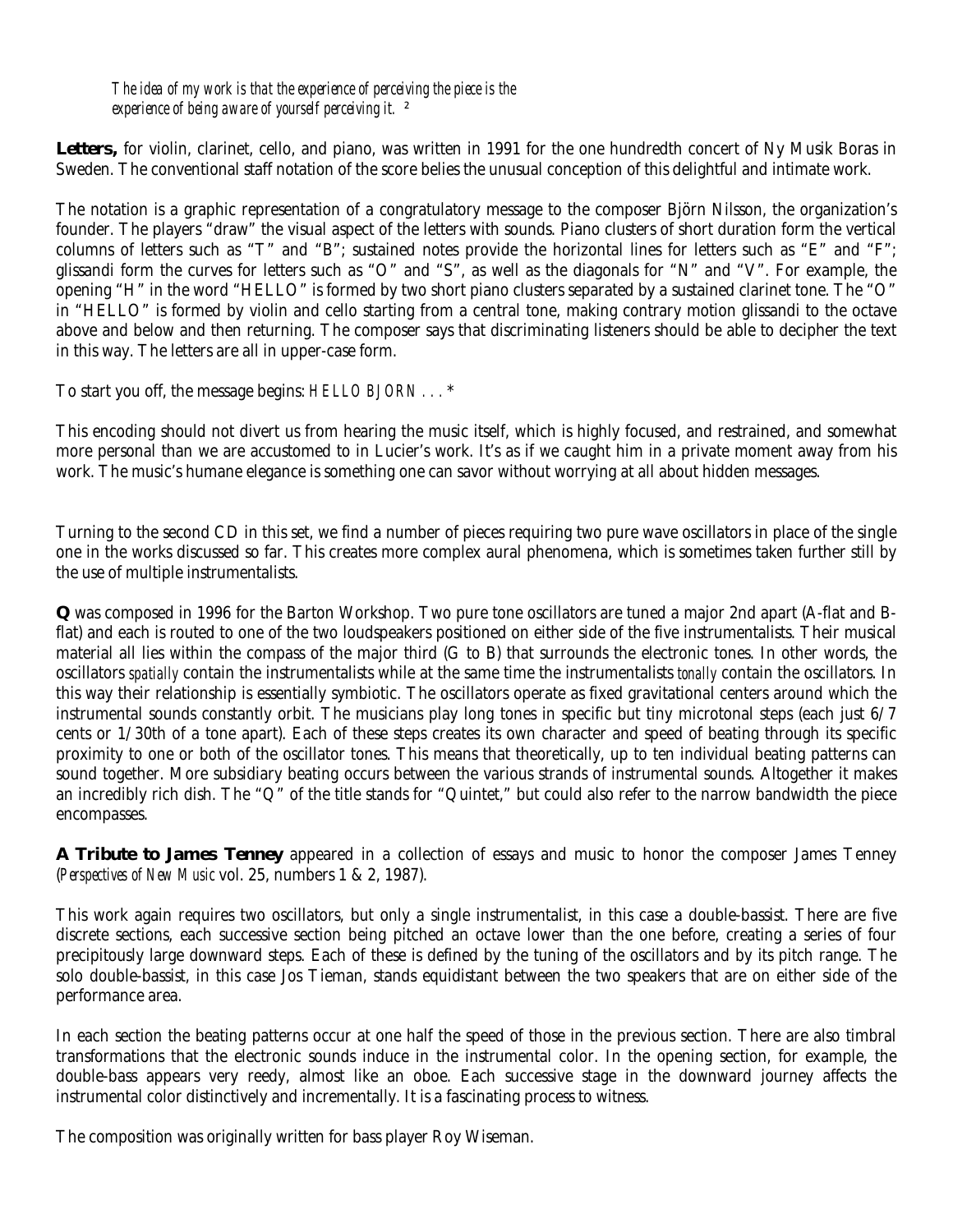*The idea of my work is that the experience of perceiving the piece is the experience of being aware of yourself perceiving it.* [2]

**Letters,** for violin, clarinet, cello, and piano, was written in 1991 for the one hundredth concert of Ny Musik Boras in Sweden. The conventional staff notation of the score belies the unusual conception of this delightful and intimate work.

The notation is a graphic representation of a congratulatory message to the composer Björn Nilsson, the organization's founder. The players "draw" the visual aspect of the letters with sounds. Piano clusters of short duration form the vertical columns of letters such as "T" and "B"; sustained notes provide the horizontal lines for letters such as "E" and "F"; glissandi form the curves for letters such as "O" and "S", as well as the diagonals for "N" and "V". For example, the opening "H" in the word "HELLO" is formed by two short piano clusters separated by a sustained clarinet tone. The "O" in "HELLO" is formed by violin and cello starting from a central tone, making contrary motion glissandi to the octave above and below and then returning. The composer says that discriminating listeners should be able to decipher the text in this way. The letters are all in upper-case form.

To start you off, the message begins: *HELLO BJORN . . .* *

This encoding should not divert us from hearing the music itself, which is highly focused, and restrained, and somewhat more personal than we are accustomed to in Lucier's work. It's as if we caught him in a private moment away from his work. The music's humane elegance is something one can savor without worrying at all about hidden messages.

Turning to the second CD in this set, we find a number of pieces requiring two pure wave oscillators in place of the single one in the works discussed so far. This creates more complex aural phenomena, which is sometimes taken further still by the use of multiple instrumentalists.

**Q** was composed in 1996 for the Barton Workshop. Two pure tone oscillators are tuned a major 2nd apart (A-flat and B-flat) and each is routed to one of the two loudspeakers positioned on either side of the five instrumentalists. Their musical material all lies within the compass of the major third (G to B) that surrounds the electronic tones. In other words, the oscillators *spatially* contain the instrumentalists while at the same time the instrumentalists *tonally* contain the oscillators. In this way their relationship is essentially symbiotic. The oscillators operate as fixed gravitational centers around which the instrumental sounds constantly orbit. The musicians play long tones in specific but tiny microtonal steps (each just 6/7 cents or 1/30th of a tone apart). Each of these steps creates its own character and speed of beating through its specific proximity to one or both of the oscillator tones. This means that theoretically, up to ten individual beating patterns can sound together. More subsidiary beating occurs between the various strands of instrumental sounds. Altogether it makes an incredibly rich dish. The "Q" of the title stands for "Quintet," but could also refer to the narrow bandwidth the piece encompasses.

**A Tribute to James Tenney** appeared in a collection of essays and music to honor the composer James Tenney (*Perspectives of New Music* vol. 25, numbers 1 & 2, 1987).

This work again requires two oscillators, but only a single instrumentalist, in this case a double-bassist. There are five discrete sections, each successive section being pitched an octave lower than the one before, creating a series of four precipitously large downward steps. Each of these is defined by the tuning of the oscillators and by its pitch range. The solo double-bassist, in this case Jos Tieman, stands equidistant between the two speakers that are on either side of the performance area.

In each section the beating patterns occur at one half the speed of those in the previous section. There are also timbral transformations that the electronic sounds induce in the instrumental color. In the opening section, for example, the double-bass appears very reedy, almost like an oboe. Each successive stage in the downward journey affects the instrumental color distinctively and incrementally. It is a fascinating process to witness.

The composition was originally written for bass player Roy Wiseman.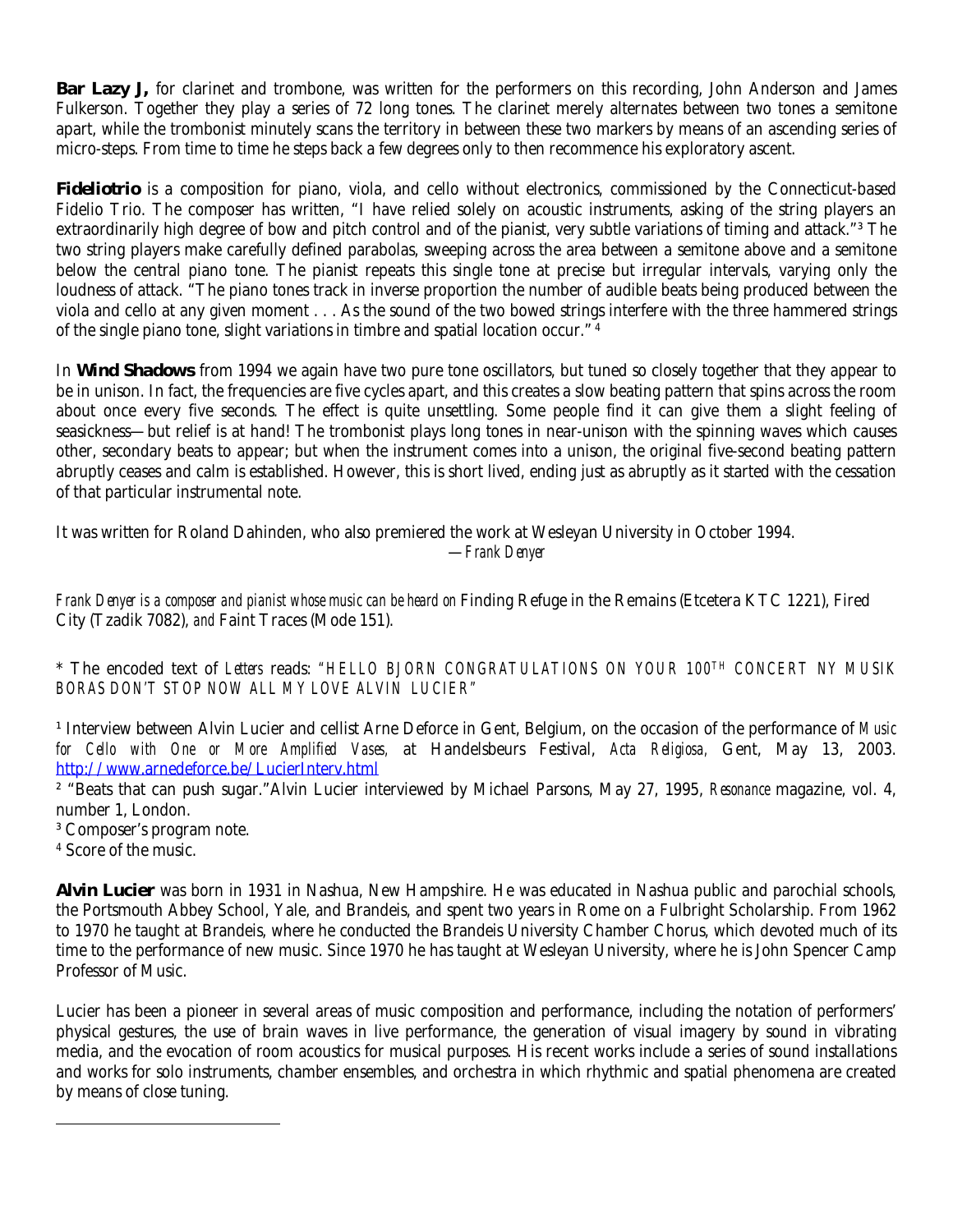**Bar Lazy J,** for clarinet and trombone, was written for the performers on this recording, John Anderson and James Fulkerson. Together they play a series of 72 long tones. The clarinet merely alternates between two tones a semitone apart, while the trombonist minutely scans the territory in between these two markers by means of an ascending series of micro-steps. From time to time he steps back a few degrees only to then recommence his exploratory ascent.

**Fideliotrio** is a composition for piano, viola, and cello without electronics, commissioned by the Connecticut-based Fidelio Trio. The composer has written, "I have relied solely on acoustic instruments, asking of the string players an extraordinarily high degree of bow and pitch control and of the pianist, very subtle variations of timing and attack."[3] The two string players make carefully defined parabolas, sweeping across the area between a semitone above and a semitone below the central piano tone. The pianist repeats this single tone at precise but irregular intervals, varying only the loudness of attack. "The piano tones track in inverse proportion the number of audible beats being produced between the viola and cello at any given moment . . . As the sound of the two bowed strings interfere with the three hammered strings of the single piano tone, slight variations in timbre and spatial location occur." [4]

In **Wind Shadows** from 1994 we again have two pure tone oscillators, but tuned so closely together that they appear to be in unison. In fact, the frequencies are five cycles apart, and this creates a slow beating pattern that spins across the room about once every five seconds. The effect is quite unsettling. Some people find it can give them a slight feeling of seasickness—but relief is at hand! The trombonist plays long tones in near-unison with the spinning waves which causes other, secondary beats to appear; but when the instrument comes into a unison, the original five-second beating pattern abruptly ceases and calm is established. However, this is short lived, ending just as abruptly as it started with the cessation of that particular instrumental note.

It was written for Roland Dahinden, who also premiered the work at Wesleyan University in October 1994.

*—Frank Denyer*

*Frank Denyer is a composer and pianist whose music can be heard on* Finding Refuge in the Remains (Etcetera KTC 1221), Fired City (Tzadik 7082), *and* Faint Traces (Mode 151).

* The encoded text of *Letters* reads: *"HELLO BJORN CONGRATULATIONS ON YOUR 100TH CONCERT NY MUSIK BORAS DON'T STOP NOW ALL MY LOVE ALVIN LUCIER"*

[1] Interview between Alvin Lucier and cellist Arne Deforce in Gent, Belgium, on the occasion of the performance of *Music for Cello with One or More Amplified Vases,* at Handelsbeurs Festival, *Acta Religiosa,* Gent, May 13, 2003. http://www.arnedeforce.be/LucierInterv.html

[2] "Beats that can push sugar." Alvin Lucier interviewed by Michael Parsons, May 27, 1995, *Resonance* magazine, vol. 4, number 1, London.

[3] Composer's program note.

[4] Score of the music.

**Alvin Lucier** was born in 1931 in Nashua, New Hampshire. He was educated in Nashua public and parochial schools, the Portsmouth Abbey School, Yale, and Brandeis, and spent two years in Rome on a Fulbright Scholarship. From 1962 to 1970 he taught at Brandeis, where he conducted the Brandeis University Chamber Chorus, which devoted much of its time to the performance of new music. Since 1970 he has taught at Wesleyan University, where he is John Spencer Camp Professor of Music.

Lucier has been a pioneer in several areas of music composition and performance, including the notation of performers' physical gestures, the use of brain waves in live performance, the generation of visual imagery by sound in vibrating media, and the evocation of room acoustics for musical purposes. His recent works include a series of sound installations and works for solo instruments, chamber ensembles, and orchestra in which rhythmic and spatial phenomena are created by means of close tuning.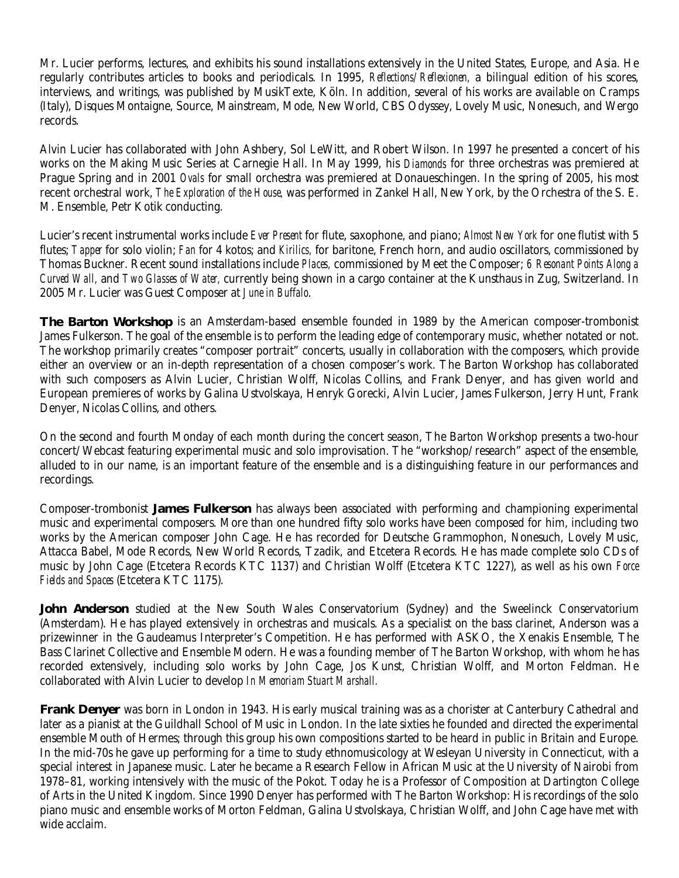Mr. Lucier performs, lectures, and exhibits his sound installations extensively in the United States, Europe, and Asia. He regularly contributes articles to books and periodicals. In 1995, *Reflections/Reflexionen,* a bilingual edition of his scores, interviews, and writings, was published by MusikTexte, Köln. In addition, several of his works are available on Cramps (Italy), Disques Montaigne, Source, Mainstream, Mode, New World, CBS Odyssey, Lovely Music, Nonesuch, and Wergo records.

Alvin Lucier has collaborated with John Ashbery, Sol LeWitt, and Robert Wilson. In 1997 he presented a concert of his works on the Making Music Series at Carnegie Hall. In May 1999, his *Diamonds* for three orchestras was premiered at Prague Spring and in 2001 *Ovals* for small orchestra was premiered at Donaueschingen. In the spring of 2005, his most recent orchestral work, *The Exploration of the House,* was performed in Zankel Hall, New York, by the Orchestra of the S. E. M. Ensemble, Petr Kotik conducting.

Lucier's recent instrumental works include *Ever Present* for flute, saxophone, and piano; *Almost New York* for one flutist with 5 flutes; *Tapper* for solo violin; *Fan* for 4 kotos; and *Kirilics,* for baritone, French horn, and audio oscillators, commissioned by Thomas Buckner. Recent sound installations include *Places,* commissioned by Meet the Composer; *6 Resonant Points Along a Curved Wall,* and *Two Glasses of Water,* currently being shown in a cargo container at the Kunsthaus in Zug, Switzerland. In 2005 Mr. Lucier was Guest Composer at *June in Buffalo*.

**The Barton Workshop** is an Amsterdam-based ensemble founded in 1989 by the American composer-trombonist James Fulkerson. The goal of the ensemble is to perform the leading edge of contemporary music, whether notated or not. The workshop primarily creates "composer portrait" concerts, usually in collaboration with the composers, which provide either an overview or an in-depth representation of a chosen composer's work. The Barton Workshop has collaborated with such composers as Alvin Lucier, Christian Wolff, Nicolas Collins, and Frank Denyer, and has given world and European premieres of works by Galina Ustvolskaya, Henryk Gorecki, Alvin Lucier, James Fulkerson, Jerry Hunt, Frank Denyer, Nicolas Collins, and others.

On the second and fourth Monday of each month during the concert season, The Barton Workshop presents a two-hour concert/Webcast featuring experimental music and solo improvisation. The "workshop/research" aspect of the ensemble, alluded to in our name, is an important feature of the ensemble and is a distinguishing feature in our performances and recordings.

Composer-trombonist **James Fulkerson** has always been associated with performing and championing experimental music and experimental composers. More than one hundred fifty solo works have been composed for him, including two works by the American composer John Cage. He has recorded for Deutsche Grammophon, Nonesuch, Lovely Music, Attacca Babel, Mode Records, New World Records, Tzadik, and Etcetera Records. He has made complete solo CDs of music by John Cage (Etcetera Records KTC 1137) and Christian Wolff (Etcetera KTC 1227), as well as his own *Force Fields and Spaces* (Etcetera KTC 1175).

**John Anderson** studied at the New South Wales Conservatorium (Sydney) and the Sweelinck Conservatorium (Amsterdam). He has played extensively in orchestras and musicals. As a specialist on the bass clarinet, Anderson was a prizewinner in the Gaudeamus Interpreter's Competition. He has performed with ASKO, the Xenakis Ensemble, The Bass Clarinet Collective and Ensemble Modern. He was a founding member of The Barton Workshop, with whom he has recorded extensively, including solo works by John Cage, Jos Kunst, Christian Wolff, and Morton Feldman. He collaborated with Alvin Lucier to develop *In Memoriam Stuart Marshall.*

**Frank Denyer** was born in London in 1943. His early musical training was as a chorister at Canterbury Cathedral and later as a pianist at the Guildhall School of Music in London. In the late sixties he founded and directed the experimental ensemble Mouth of Hermes; through this group his own compositions started to be heard in public in Britain and Europe. In the mid-70s he gave up performing for a time to study ethnomusicology at Wesleyan University in Connecticut, with a special interest in Japanese music. Later he became a Research Fellow in African Music at the University of Nairobi from 1978–81, working intensively with the music of the Pokot. Today he is a Professor of Composition at Dartington College of Arts in the United Kingdom. Since 1990 Denyer has performed with The Barton Workshop: His recordings of the solo piano music and ensemble works of Morton Feldman, Galina Ustvolskaya, Christian Wolff, and John Cage have met with wide acclaim.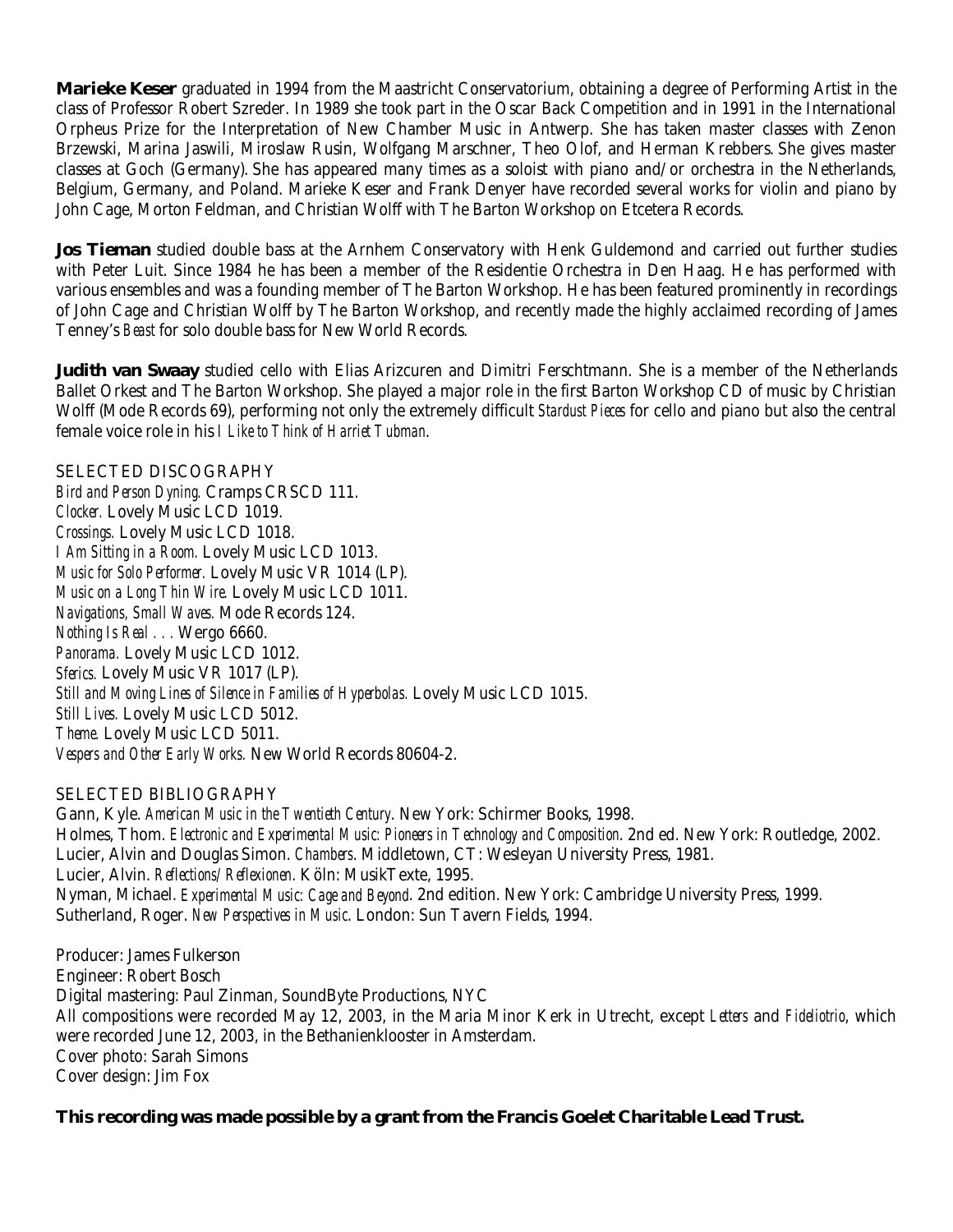**Marieke Keser** graduated in 1994 from the Maastricht Conservatorium, obtaining a degree of Performing Artist in the class of Professor Robert Szreder. In 1989 she took part in the Oscar Back Competition and in 1991 in the International Orpheus Prize for the Interpretation of New Chamber Music in Antwerp. She has taken master classes with Zenon Brzewski, Marina Jaswili, Miroslaw Rusin, Wolfgang Marschner, Theo Olof, and Herman Krebbers. She gives master classes at Goch (Germany). She has appeared many times as a soloist with piano and/or orchestra in the Netherlands, Belgium, Germany, and Poland. Marieke Keser and Frank Denyer have recorded several works for violin and piano by John Cage, Morton Feldman, and Christian Wolff with The Barton Workshop on Etcetera Records.

**Jos Tieman** studied double bass at the Arnhem Conservatory with Henk Guldemond and carried out further studies with Peter Luit. Since 1984 he has been a member of the Residentie Orchestra in Den Haag. He has performed with various ensembles and was a founding member of The Barton Workshop. He has been featured prominently in recordings of John Cage and Christian Wolff by The Barton Workshop, and recently made the highly acclaimed recording of James Tenney's *Beast* for solo double bass for New World Records.

**Judith van Swaay** studied cello with Elias Arizcuren and Dimitri Ferschtmann. She is a member of the Netherlands Ballet Orkest and The Barton Workshop. She played a major role in the first Barton Workshop CD of music by Christian Wolff (Mode Records 69), performing not only the extremely difficult *Stardust Pieces* for cello and piano but also the central female voice role in his *I Like to Think of Harriet Tubman*.

SELECTED DISCOGRAPHY

*Bird and Person Dyning.* Cramps CRSCD 111.
*Clocker.* Lovely Music LCD 1019.
*Crossings.* Lovely Music LCD 1018.
*I Am Sitting in a Room.* Lovely Music LCD 1013.
*Music for Solo Performer.* Lovely Music VR 1014 (LP).
*Music on a Long Thin Wire.* Lovely Music LCD 1011.
*Navigations, Small Waves.* Mode Records 124.
*Nothing Is Real . . .* Wergo 6660.
*Panorama.* Lovely Music LCD 1012.
*Sferics.* Lovely Music VR 1017 (LP).
*Still and Moving Lines of Silence in Families of Hyperbolas.* Lovely Music LCD 1015.
*Still Lives.* Lovely Music LCD 5012.
*Theme.* Lovely Music LCD 5011.
*Vespers and Other Early Works.* New World Records 80604-2.

SELECTED BIBLIOGRAPHY

Gann, Kyle. *American Music in the Twentieth Century*. New York: Schirmer Books, 1998.
Holmes, Thom. *Electronic and Experimental Music: Pioneers in Technology and Composition*. 2nd ed. New York: Routledge, 2002.
Lucier, Alvin and Douglas Simon. *Chambers*. Middletown, CT: Wesleyan University Press, 1981.
Lucier, Alvin. *Reflections/Reflexionen*. Köln: MusikTexte, 1995.
Nyman, Michael. *Experimental Music: Cage and Beyond*. 2nd edition. New York: Cambridge University Press, 1999.
Sutherland, Roger. *New Perspectives in Music*. London: Sun Tavern Fields, 1994.

Producer: James Fulkerson
Engineer: Robert Bosch
Digital mastering: Paul Zinman, SoundByte Productions, NYC
All compositions were recorded May 12, 2003, in the Maria Minor Kerk in Utrecht, except *Letters* and *Fideliotrio*, which were recorded June 12, 2003, in the Bethanienklooster in Amsterdam.
Cover photo: Sarah Simons
Cover design: Jim Fox

**This recording was made possible by a grant from the Francis Goelet Charitable Lead Trust.**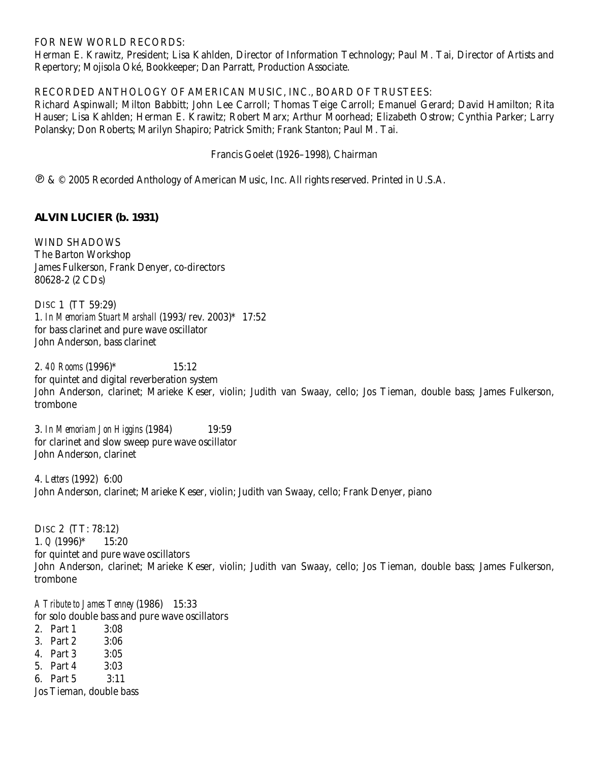FOR NEW WORLD RECORDS:
Herman E. Krawitz, President; Lisa Kahlden, Director of Information Technology; Paul M. Tai, Director of Artists and Repertory; Mojisola Oké, Bookkeeper; Dan Parratt, Production Associate.

RECORDED ANTHOLOGY OF AMERICAN MUSIC, INC., BOARD OF TRUSTEES:
Richard Aspinwall; Milton Babbitt; John Lee Carroll; Thomas Teige Carroll; Emanuel Gerard; David Hamilton; Rita Hauser; Lisa Kahlden; Herman E. Krawitz; Robert Marx; Arthur Moorhead; Elizabeth Ostrow; Cynthia Parker; Larry Polansky; Don Roberts; Marilyn Shapiro; Patrick Smith; Frank Stanton; Paul M. Tai.

Francis Goelet (1926–1998), Chairman

℗ & © 2005 Recorded Anthology of American Music, Inc. All rights reserved. Printed in U.S.A.

**ALVIN LUCIER (b. 1931)**

WIND SHADOWS
The Barton Workshop
James Fulkerson, Frank Denyer, co-directors
80628-2 (2 CDs)

DISC 1 (TT 59:29)
1. *In Memoriam Stuart Marshall* (1993/rev. 2003)* 17:52
for bass clarinet and pure wave oscillator
John Anderson, bass clarinet

2. *40 Rooms* (1996)* 15:12
for quintet and digital reverberation system
John Anderson, clarinet; Marieke Keser, violin; Judith van Swaay, cello; Jos Tieman, double bass; James Fulkerson, trombone

3. *In Memoriam Jon Higgins* (1984) 19:59
for clarinet and slow sweep pure wave oscillator
John Anderson, clarinet

4. *Letters* (1992) 6:00
John Anderson, clarinet; Marieke Keser, violin; Judith van Swaay, cello; Frank Denyer, piano

DISC 2 (TT: 78:12)
1. *Q* (1996)* 15:20
for quintet and pure wave oscillators
John Anderson, clarinet; Marieke Keser, violin; Judith van Swaay, cello; Jos Tieman, double bass; James Fulkerson, trombone

*A Tribute to James Tenney* (1986) 15:33
for solo double bass and pure wave oscillators
2. Part 1 3:08
3. Part 2 3:06
4. Part 3 3:05
5. Part 4 3:03
6. Part 5 3:11
Jos Tieman, double bass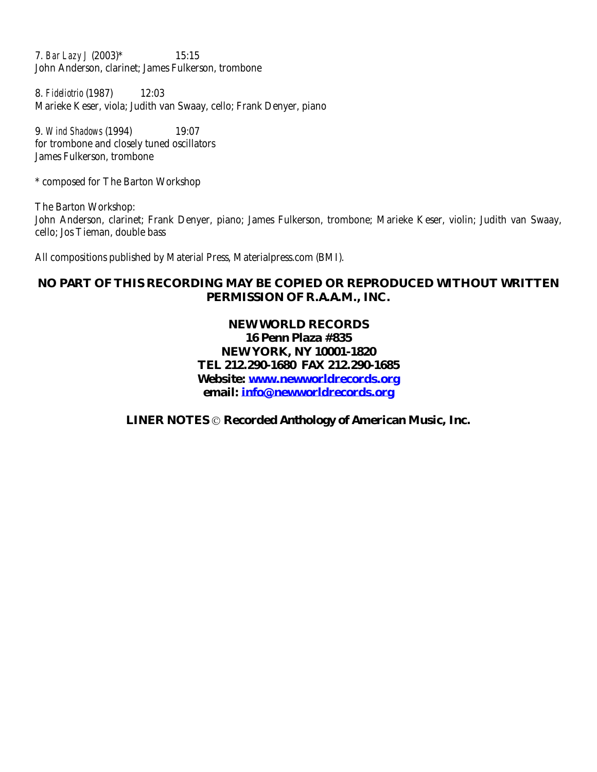7. *Bar Lazy J* (2003)* 15:15
John Anderson, clarinet; James Fulkerson, trombone

8. *Fideliotrio* (1987) 12:03
Marieke Keser, viola; Judith van Swaay, cello; Frank Denyer, piano

9. *Wind Shadows* (1994) 19:07
for trombone and closely tuned oscillators
James Fulkerson, trombone

* composed for The Barton Workshop

The Barton Workshop:
John Anderson, clarinet; Frank Denyer, piano; James Fulkerson, trombone; Marieke Keser, violin; Judith van Swaay, cello; Jos Tieman, double bass

All compositions published by Material Press, Materialpress.com (BMI).

**NO PART OF THIS RECORDING MAY BE COPIED OR REPRODUCED WITHOUT WRITTEN PERMISSION OF R.A.A.M., INC.**

**NEW WORLD RECORDS**
**16 Penn Plaza #835**
**NEW YORK, NY 10001-1820**
**TEL 212.290-1680 FAX 212.290-1685**
**Website: www.newworldrecords.org**
**email: info@newworldrecords.org**

**LINER NOTES © Recorded Anthology of American Music, Inc.**